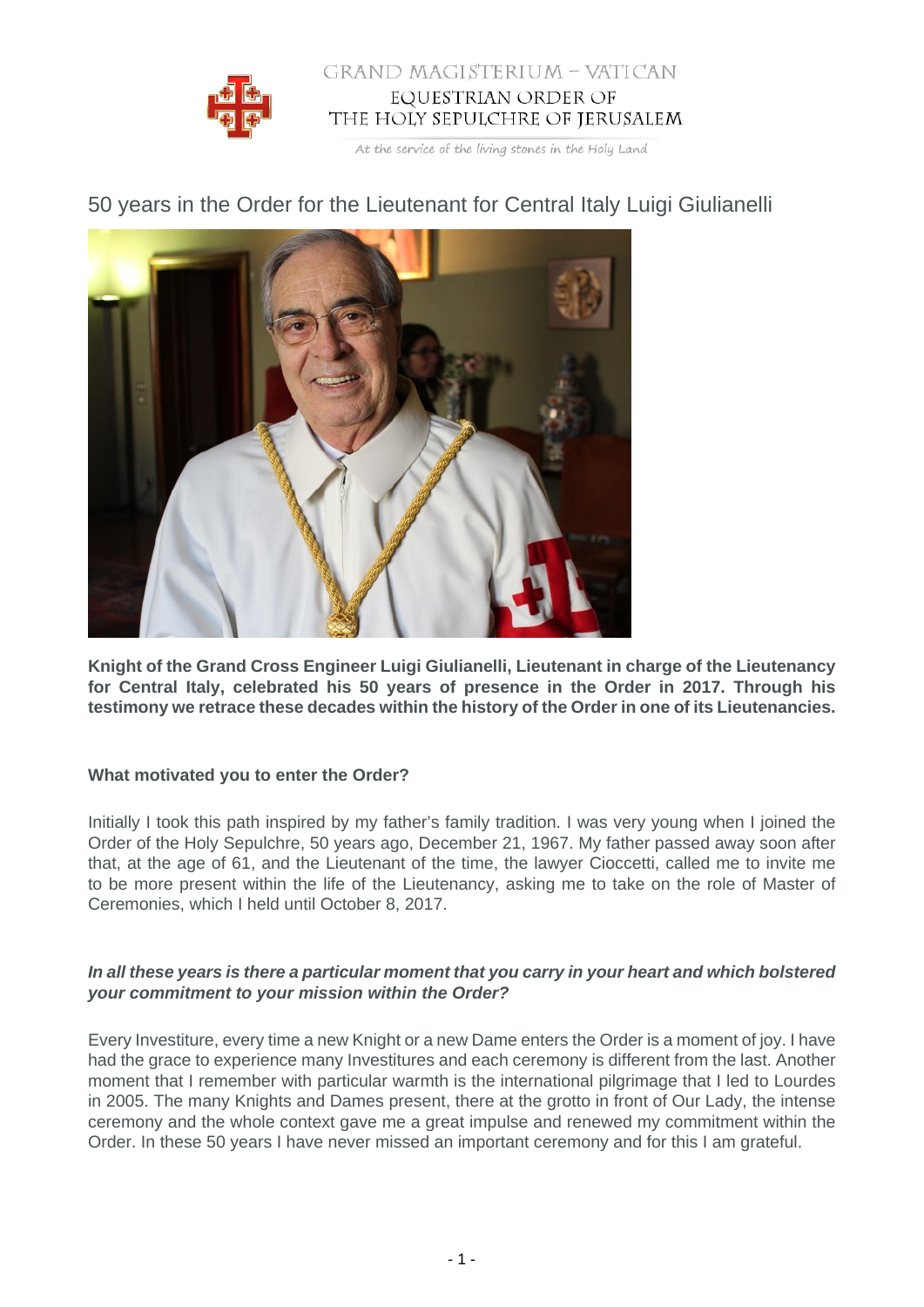GRAND MAGISTERIUM – VATICAN
EQUESTRIAN ORDER OF
THE HOLY SEPULCHRE OF JERUSALEM

At the service of the living stones in the Holy Land

# 50 years in the Order for the Lieutenant for Central Italy Luigi Giulianelli

**Knight of the Grand Cross Engineer Luigi Giulianelli, Lieutenant in charge of the Lieutenancy for Central Italy, celebrated his 50 years of presence in the Order in 2017. Through his testimony we retrace these decades within the history of the Order in one of its Lieutenancies.**

**What motivated you to enter the Order?**

Initially I took this path inspired by my father's family tradition. I was very young when I joined the Order of the Holy Sepulchre, 50 years ago, December 21, 1967. My father passed away soon after that, at the age of 61, and the Lieutenant of the time, the lawyer Cioccetti, called me to invite me to be more present within the life of the Lieutenancy, asking me to take on the role of Master of Ceremonies, which I held until October 8, 2017.

***In all these years is there a particular moment that you carry in your heart and which bolstered your commitment to your mission within the Order?***

Every Investiture, every time a new Knight or a new Dame enters the Order is a moment of joy. I have had the grace to experience many Investitures and each ceremony is different from the last. Another moment that I remember with particular warmth is the international pilgrimage that I led to Lourdes in 2005. The many Knights and Dames present, there at the grotto in front of Our Lady, the intense ceremony and the whole context gave me a great impulse and renewed my commitment within the Order. In these 50 years I have never missed an important ceremony and for this I am grateful.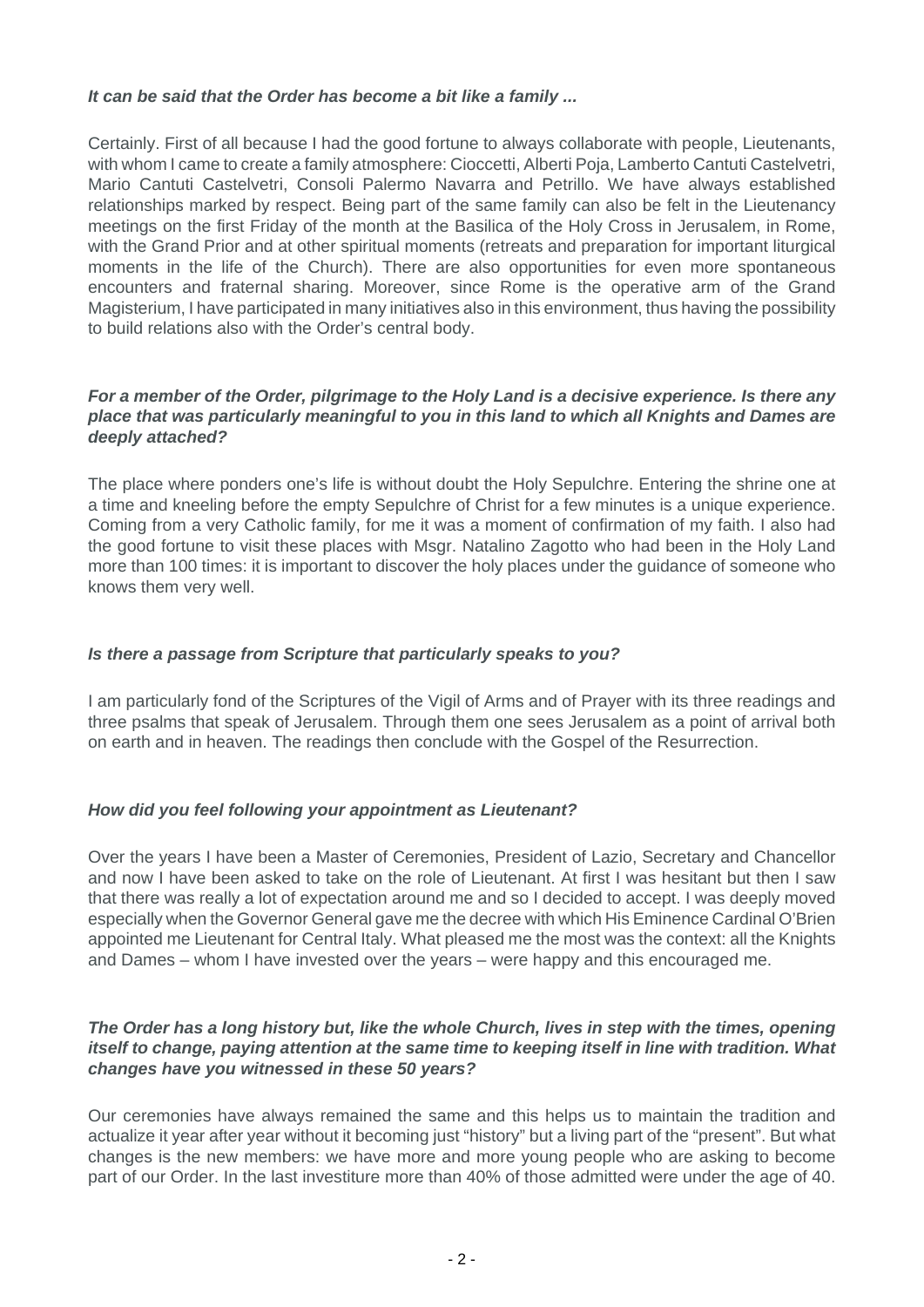***It can be said that the Order has become a bit like a family ...***

Certainly. First of all because I had the good fortune to always collaborate with people, Lieutenants, with whom I came to create a family atmosphere: Cioccetti, Alberti Poja, Lamberto Cantuti Castelvetri, Mario Cantuti Castelvetri, Consoli Palermo Navarra and Petrillo. We have always established relationships marked by respect. Being part of the same family can also be felt in the Lieutenancy meetings on the first Friday of the month at the Basilica of the Holy Cross in Jerusalem, in Rome, with the Grand Prior and at other spiritual moments (retreats and preparation for important liturgical moments in the life of the Church). There are also opportunities for even more spontaneous encounters and fraternal sharing. Moreover, since Rome is the operative arm of the Grand Magisterium, I have participated in many initiatives also in this environment, thus having the possibility to build relations also with the Order's central body.

***For a member of the Order, pilgrimage to the Holy Land is a decisive experience. Is there any place that was particularly meaningful to you in this land to which all Knights and Dames are deeply attached?***

The place where ponders one's life is without doubt the Holy Sepulchre. Entering the shrine one at a time and kneeling before the empty Sepulchre of Christ for a few minutes is a unique experience. Coming from a very Catholic family, for me it was a moment of confirmation of my faith. I also had the good fortune to visit these places with Msgr. Natalino Zagotto who had been in the Holy Land more than 100 times: it is important to discover the holy places under the guidance of someone who knows them very well.

***Is there a passage from Scripture that particularly speaks to you?***

I am particularly fond of the Scriptures of the Vigil of Arms and of Prayer with its three readings and three psalms that speak of Jerusalem. Through them one sees Jerusalem as a point of arrival both on earth and in heaven. The readings then conclude with the Gospel of the Resurrection.

***How did you feel following your appointment as Lieutenant?***

Over the years I have been a Master of Ceremonies, President of Lazio, Secretary and Chancellor and now I have been asked to take on the role of Lieutenant. At first I was hesitant but then I saw that there was really a lot of expectation around me and so I decided to accept. I was deeply moved especially when the Governor General gave me the decree with which His Eminence Cardinal O'Brien appointed me Lieutenant for Central Italy. What pleased me the most was the context: all the Knights and Dames – whom I have invested over the years – were happy and this encouraged me.

***The Order has a long history but, like the whole Church, lives in step with the times, opening itself to change, paying attention at the same time to keeping itself in line with tradition. What changes have you witnessed in these 50 years?***

Our ceremonies have always remained the same and this helps us to maintain the tradition and actualize it year after year without it becoming just "history" but a living part of the "present". But what changes is the new members: we have more and more young people who are asking to become part of our Order. In the last investiture more than 40% of those admitted were under the age of 40.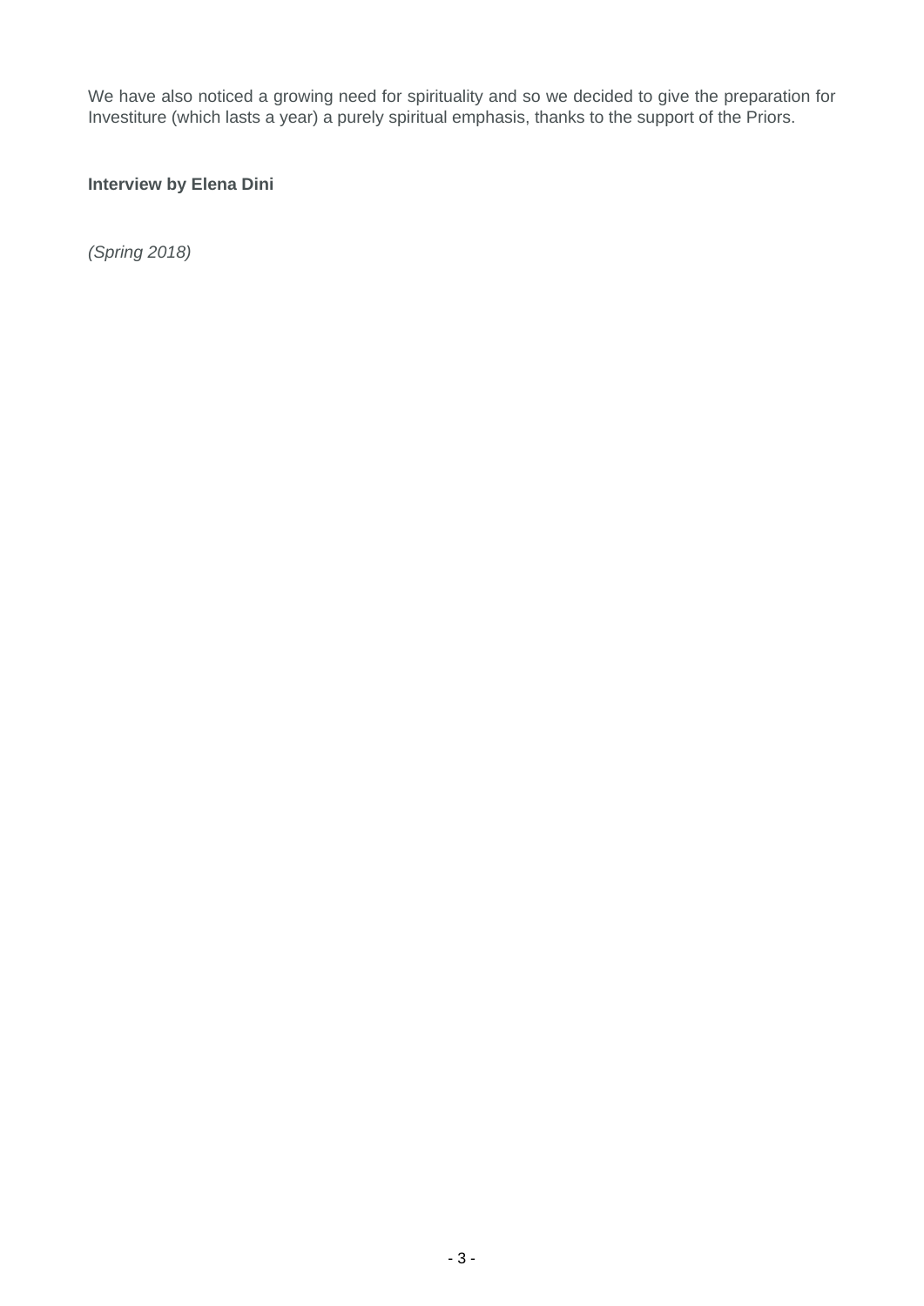We have also noticed a growing need for spirituality and so we decided to give the preparation for Investiture (which lasts a year) a purely spiritual emphasis, thanks to the support of the Priors.

**Interview by Elena Dini**

*(Spring 2018)*